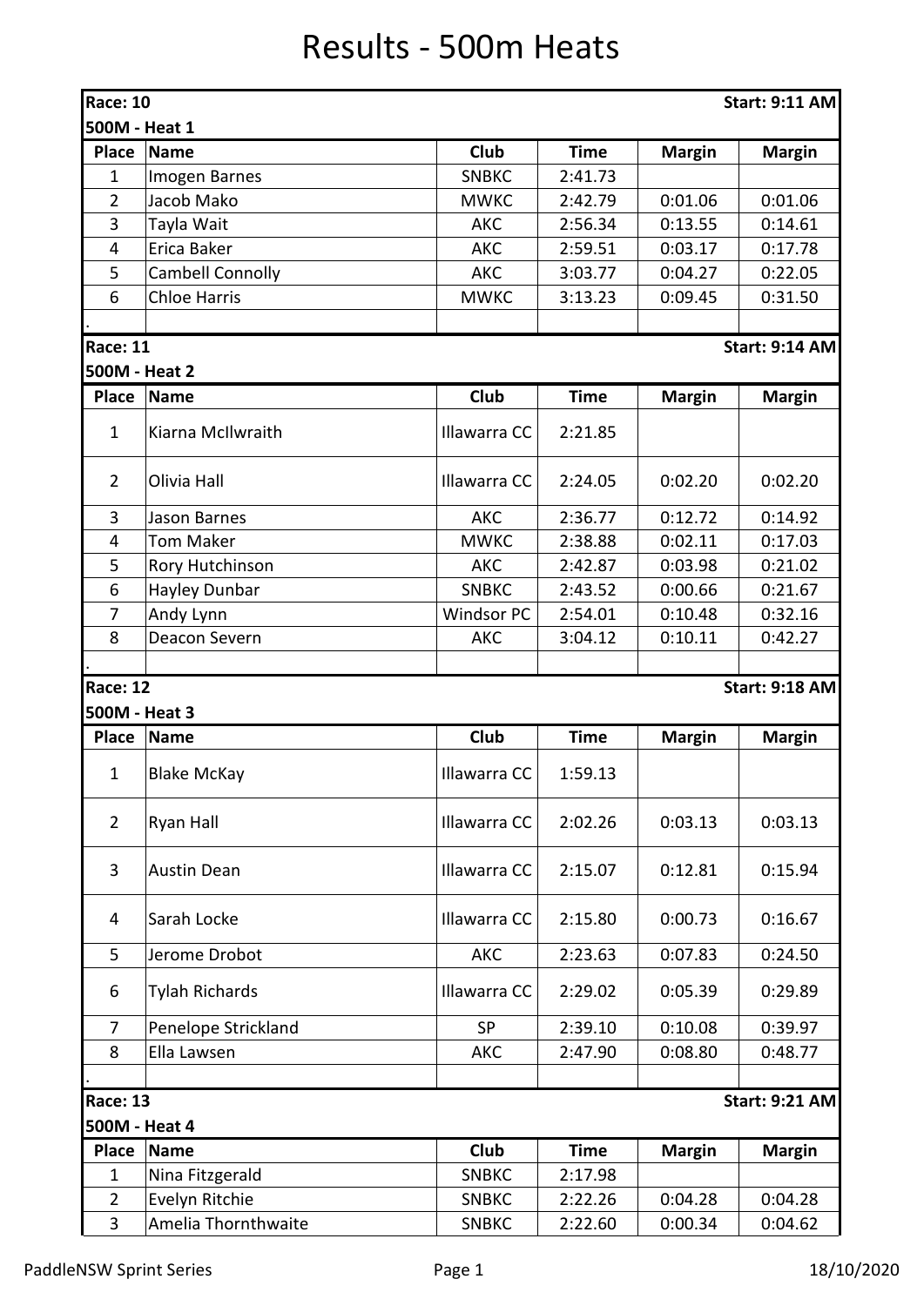# Results - 500m Heats

**Race: 10** — **Start: 9:11 AM**

**500M - Heat 1**

| Place | Name | Club | Time | Margin | Margin |
|---|---|---|---|---|---|
| 1 | Imogen Barnes | SNBKC | 2:41.73 | | |
| 2 | Jacob Mako | MWKC | 2:42.79 | 0:01.06 | 0:01.06 |
| 3 | Tayla Wait | AKC | 2:56.34 | 0:13.55 | 0:14.61 |
| 4 | Erica Baker | AKC | 2:59.51 | 0:03.17 | 0:17.78 |
| 5 | Cambell Connolly | AKC | 3:03.77 | 0:04.27 | 0:22.05 |
| 6 | Chloe Harris | MWKC | 3:13.23 | 0:09.45 | 0:31.50 |
| . | | | | | |

**Race: 11** — **Start: 9:14 AM**

**500M - Heat 2**

| Place | Name | Club | Time | Margin | Margin |
|---|---|---|---|---|---|
| 1 | Kiarna McIlwraith | Illawarra CC | 2:21.85 | | |
| 2 | Olivia Hall | Illawarra CC | 2:24.05 | 0:02.20 | 0:02.20 |
| 3 | Jason Barnes | AKC | 2:36.77 | 0:12.72 | 0:14.92 |
| 4 | Tom Maker | MWKC | 2:38.88 | 0:02.11 | 0:17.03 |
| 5 | Rory Hutchinson | AKC | 2:42.87 | 0:03.98 | 0:21.02 |
| 6 | Hayley Dunbar | SNBKC | 2:43.52 | 0:00.66 | 0:21.67 |
| 7 | Andy Lynn | Windsor PC | 2:54.01 | 0:10.48 | 0:32.16 |
| 8 | Deacon Severn | AKC | 3:04.12 | 0:10.11 | 0:42.27 |
| . | | | | | |

**Race: 12** — **Start: 9:18 AM**

**500M - Heat 3**

| Place | Name | Club | Time | Margin | Margin |
|---|---|---|---|---|---|
| 1 | Blake McKay | Illawarra CC | 1:59.13 | | |
| 2 | Ryan Hall | Illawarra CC | 2:02.26 | 0:03.13 | 0:03.13 |
| 3 | Austin Dean | Illawarra CC | 2:15.07 | 0:12.81 | 0:15.94 |
| 4 | Sarah Locke | Illawarra CC | 2:15.80 | 0:00.73 | 0:16.67 |
| 5 | Jerome Drobot | AKC | 2:23.63 | 0:07.83 | 0:24.50 |
| 6 | Tylah Richards | Illawarra CC | 2:29.02 | 0:05.39 | 0:29.89 |
| 7 | Penelope Strickland | SP | 2:39.10 | 0:10.08 | 0:39.97 |
| 8 | Ella Lawsen | AKC | 2:47.90 | 0:08.80 | 0:48.77 |
| . | | | | | |

**Race: 13** — **Start: 9:21 AM**

**500M - Heat 4**

| Place | Name | Club | Time | Margin | Margin |
|---|---|---|---|---|---|
| 1 | Nina Fitzgerald | SNBKC | 2:17.98 | | |
| 2 | Evelyn Ritchie | SNBKC | 2:22.26 | 0:04.28 | 0:04.28 |
| 3 | Amelia Thornthwaite | SNBKC | 2:22.60 | 0:00.34 | 0:04.62 |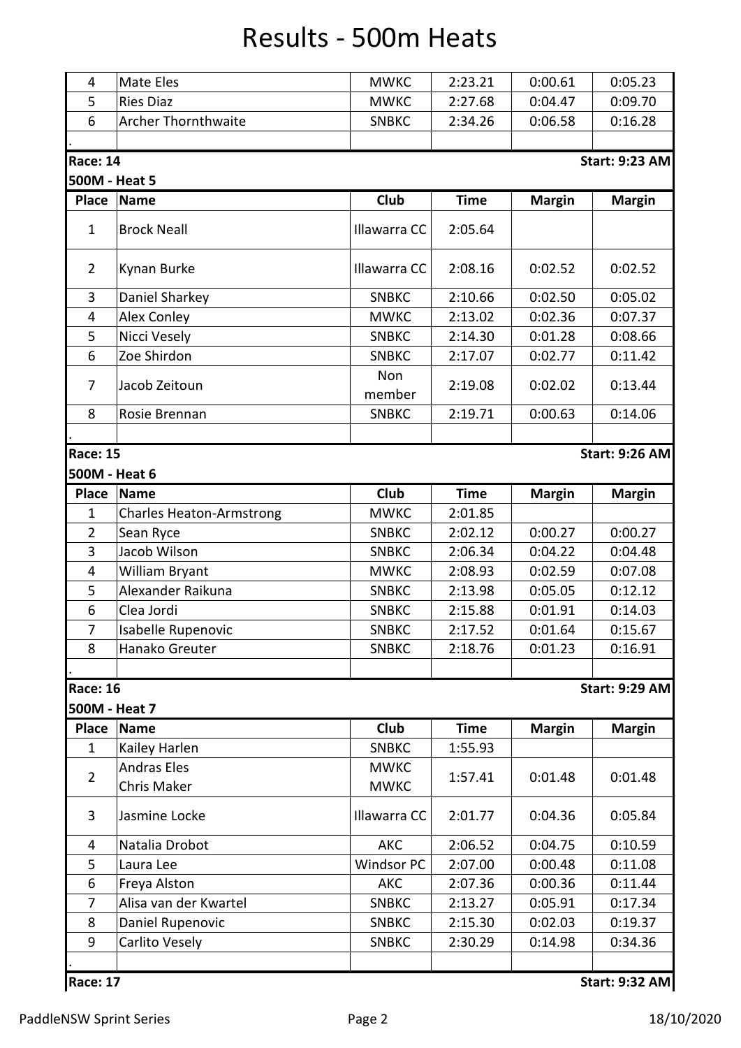# Results - 500m Heats

| Place | Name | Club | Time | Margin | Margin |
|---|---|---|---|---|---|
| 4 | Mate Eles | MWKC | 2:23.21 | 0:00.61 | 0:05.23 |
| 5 | Ries Diaz | MWKC | 2:27.68 | 0:04.47 | 0:09.70 |
| 6 | Archer Thornthwaite | SNBKC | 2:34.26 | 0:06.58 | 0:16.28 |

**Race: 14** — **Start: 9:23 AM**

**500M - Heat 5**

| Place | Name | Club | Time | Margin | Margin |
|---|---|---|---|---|---|
| 1 | Brock Neall | Illawarra CC | 2:05.64 | | |
| 2 | Kynan Burke | Illawarra CC | 2:08.16 | 0:02.52 | 0:02.52 |
| 3 | Daniel Sharkey | SNBKC | 2:10.66 | 0:02.50 | 0:05.02 |
| 4 | Alex Conley | MWKC | 2:13.02 | 0:02.36 | 0:07.37 |
| 5 | Nicci Vesely | SNBKC | 2:14.30 | 0:01.28 | 0:08.66 |
| 6 | Zoe Shirdon | SNBKC | 2:17.07 | 0:02.77 | 0:11.42 |
| 7 | Jacob Zeitoun | Non member | 2:19.08 | 0:02.02 | 0:13.44 |
| 8 | Rosie Brennan | SNBKC | 2:19.71 | 0:00.63 | 0:14.06 |

**Race: 15** — **Start: 9:26 AM**

**500M - Heat 6**

| Place | Name | Club | Time | Margin | Margin |
|---|---|---|---|---|---|
| 1 | Charles Heaton-Armstrong | MWKC | 2:01.85 | | |
| 2 | Sean Ryce | SNBKC | 2:02.12 | 0:00.27 | 0:00.27 |
| 3 | Jacob Wilson | SNBKC | 2:06.34 | 0:04.22 | 0:04.48 |
| 4 | William Bryant | MWKC | 2:08.93 | 0:02.59 | 0:07.08 |
| 5 | Alexander Raikuna | SNBKC | 2:13.98 | 0:05.05 | 0:12.12 |
| 6 | Clea Jordi | SNBKC | 2:15.88 | 0:01.91 | 0:14.03 |
| 7 | Isabelle Rupenovic | SNBKC | 2:17.52 | 0:01.64 | 0:15.67 |
| 8 | Hanako Greuter | SNBKC | 2:18.76 | 0:01.23 | 0:16.91 |

**Race: 16** — **Start: 9:29 AM**

**500M - Heat 7**

| Place | Name | Club | Time | Margin | Margin |
|---|---|---|---|---|---|
| 1 | Kailey Harlen | SNBKC | 1:55.93 | | |
| 2 | Andras Eles<br>Chris Maker | MWKC<br>MWKC | 1:57.41 | 0:01.48 | 0:01.48 |
| 3 | Jasmine Locke | Illawarra CC | 2:01.77 | 0:04.36 | 0:05.84 |
| 4 | Natalia Drobot | AKC | 2:06.52 | 0:04.75 | 0:10.59 |
| 5 | Laura Lee | Windsor PC | 2:07.00 | 0:00.48 | 0:11.08 |
| 6 | Freya Alston | AKC | 2:07.36 | 0:00.36 | 0:11.44 |
| 7 | Alisa van der Kwartel | SNBKC | 2:13.27 | 0:05.91 | 0:17.34 |
| 8 | Daniel Rupenovic | SNBKC | 2:15.30 | 0:02.03 | 0:19.37 |
| 9 | Carlito Vesely | SNBKC | 2:30.29 | 0:14.98 | 0:34.36 |

**Race: 17** — **Start: 9:32 AM**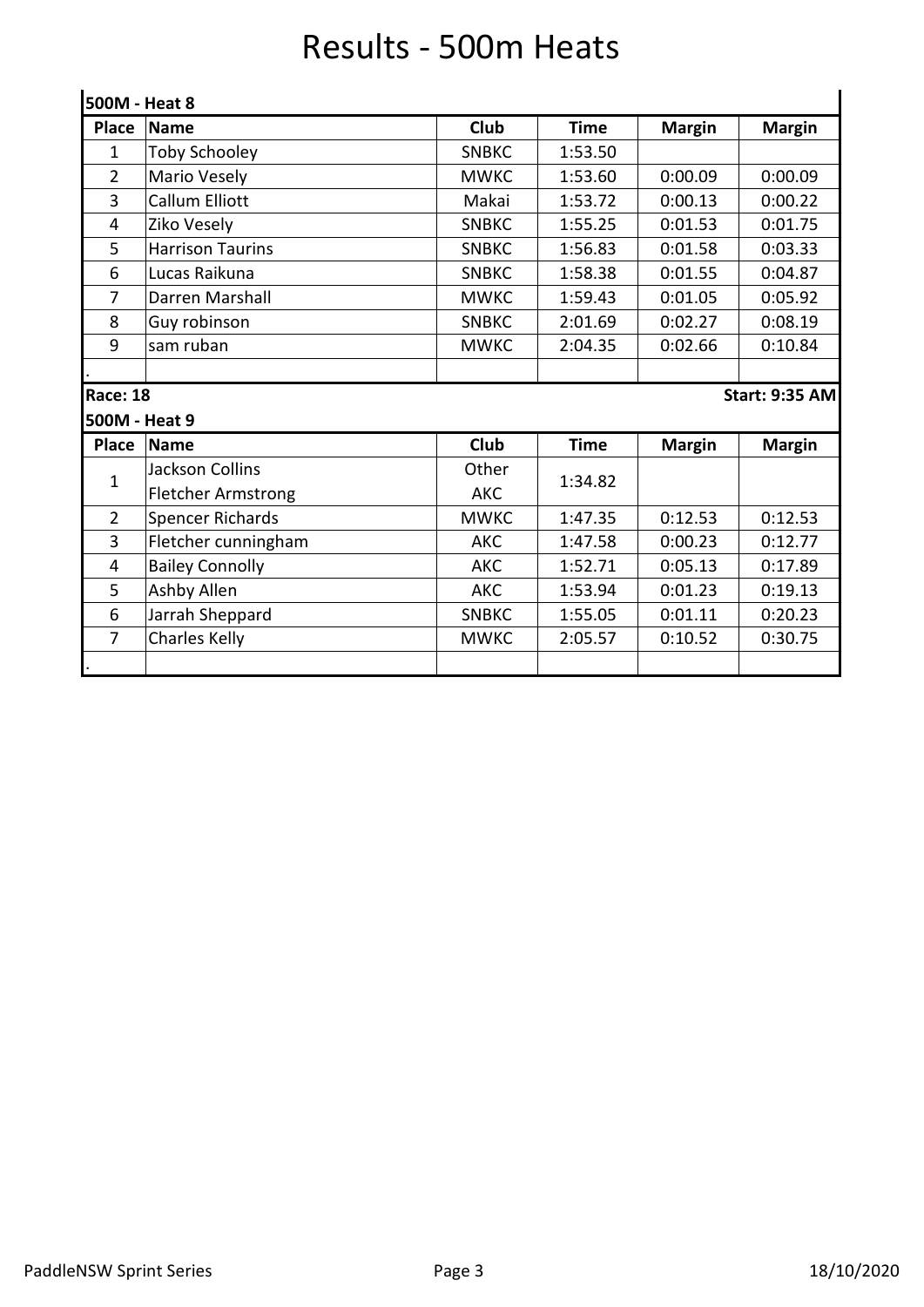# Results - 500m Heats

**500M - Heat 8**

| Place | Name | Club | Time | Margin | Margin |
|---|---|---|---|---|---|
| 1 | Toby Schooley | SNBKC | 1:53.50 | | |
| 2 | Mario Vesely | MWKC | 1:53.60 | 0:00.09 | 0:00.09 |
| 3 | Callum Elliott | Makai | 1:53.72 | 0:00.13 | 0:00.22 |
| 4 | Ziko Vesely | SNBKC | 1:55.25 | 0:01.53 | 0:01.75 |
| 5 | Harrison Taurins | SNBKC | 1:56.83 | 0:01.58 | 0:03.33 |
| 6 | Lucas Raikuna | SNBKC | 1:58.38 | 0:01.55 | 0:04.87 |
| 7 | Darren Marshall | MWKC | 1:59.43 | 0:01.05 | 0:05.92 |
| 8 | Guy robinson | SNBKC | 2:01.69 | 0:02.27 | 0:08.19 |
| 9 | sam ruban | MWKC | 2:04.35 | 0:02.66 | 0:10.84 |
| . | | | | | |

**Race: 18** **Start: 9:35 AM**

**500M - Heat 9**

| Place | Name | Club | Time | Margin | Margin |
|---|---|---|---|---|---|
| 1 | Jackson Collins<br>Fletcher Armstrong | Other<br>AKC | 1:34.82 | | |
| 2 | Spencer Richards | MWKC | 1:47.35 | 0:12.53 | 0:12.53 |
| 3 | Fletcher cunningham | AKC | 1:47.58 | 0:00.23 | 0:12.77 |
| 4 | Bailey Connolly | AKC | 1:52.71 | 0:05.13 | 0:17.89 |
| 5 | Ashby Allen | AKC | 1:53.94 | 0:01.23 | 0:19.13 |
| 6 | Jarrah Sheppard | SNBKC | 1:55.05 | 0:01.11 | 0:20.23 |
| 7 | Charles Kelly | MWKC | 2:05.57 | 0:10.52 | 0:30.75 |
| . | | | | | |

PaddleNSW Sprint Series 18/10/2020